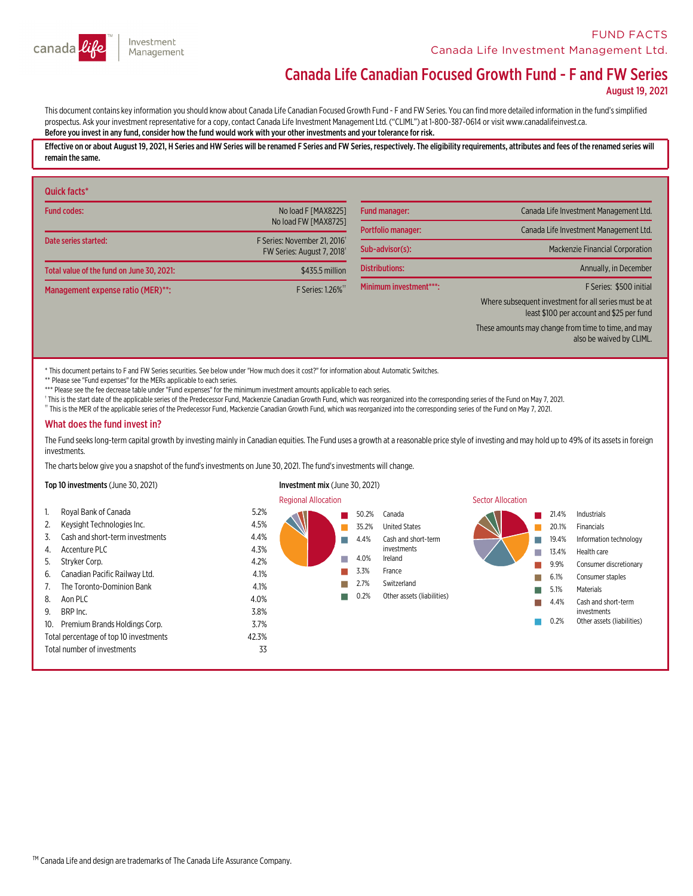FUND FACTS

Canada Life Investment Management Ltd.

# Canada Life Canadian Focused Growth Fund - F and FW Series

**August 19, 2021**

This document contains key information you should know about Canada Life Canadian Focused Growth Fund - F and FW Series. You can find more detailed information in the fund's simplified prospectus. Ask your investment representative for a copy, contact Canada Life Investment Management Ltd. ("CLIML") at 1-800-387-0614 or visit www.canadalifeinvest.ca.

**Before you invest in any fund, consider how the fund would work with your other investments and your tolerance for risk.**

**Effective on or about August 19, 2021, H Series and HW Series will be renamed F Series and FW Series, respectively. The eligibility requirements, attributes and fees of the renamed series will remain the same.**

## Quick facts*

| | |
|---|---|
| **Fund codes:** | No load F [MAX8225]<br>No load FW [MAX8725] |
| **Date series started:** | F Series: November 21, 2016†<br>FW Series: August 7, 2018† |
| **Total value of the fund on June 30, 2021:** | $435.5 million |
| **Management expense ratio (MER)**:** | F Series: 1.26%†† |

| | |
|---|---|
| **Fund manager:** | Canada Life Investment Management Ltd. |
| **Portfolio manager:** | Canada Life Investment Management Ltd. |
| **Sub-advisor(s):** | Mackenzie Financial Corporation |
| **Distributions:** | Annually, in December |
| **Minimum investment***:** | F Series: $500 initial<br>Where subsequent investment for all series must be at least $100 per account and $25 per fund<br>These amounts may change from time to time, and may also be waived by CLIML. |

* This document pertains to F and FW Series securities. See below under "How much does it cost?" for information about Automatic Switches.

** Please see "Fund expenses" for the MERs applicable to each series.

*** Please see the fee decrease table under "Fund expenses" for the minimum investment amounts applicable to each series.

† This is the start date of the applicable series of the Predecessor Fund, Mackenzie Canadian Growth Fund, which was reorganized into the corresponding series of the Fund on May 7, 2021.

†† This is the MER of the applicable series of the Predecessor Fund, Mackenzie Canadian Growth Fund, which was reorganized into the corresponding series of the Fund on May 7, 2021.

## What does the fund invest in?

The Fund seeks long-term capital growth by investing mainly in Canadian equities. The Fund uses a growth at a reasonable price style of investing and may hold up to 49% of its assets in foreign investments.

The charts below give you a snapshot of the fund's investments on June 30, 2021. The fund's investments will change.

**Top 10 investments** (June 30, 2021)

| | | |
|---|---|---|
| 1. | Royal Bank of Canada | 5.2% |
| 2. | Keysight Technologies Inc. | 4.5% |
| 3. | Cash and short-term investments | 4.4% |
| 4. | Accenture PLC | 4.3% |
| 5. | Stryker Corp. | 4.2% |
| 6. | Canadian Pacific Railway Ltd. | 4.1% |
| 7. | The Toronto-Dominion Bank | 4.1% |
| 8. | Aon PLC | 4.0% |
| 9. | BRP Inc. | 3.8% |
| 10. | Premium Brands Holdings Corp. | 3.7% |
| | Total percentage of top 10 investments | 42.3% |
| | Total number of investments | 33 |

**Investment mix** (June 30, 2021)

**Regional Allocation**

| | |
|---|---|
| 50.2% | Canada |
| 35.2% | United States |
| 4.4% | Cash and short-term investments |
| 4.0% | Ireland |
| 3.3% | France |
| 2.7% | Switzerland |
| 0.2% | Other assets (liabilities) |

**Sector Allocation**

| | |
|---|---|
| 21.4% | Industrials |
| 20.1% | Financials |
| 19.4% | Information technology |
| 13.4% | Health care |
| 9.9% | Consumer discretionary |
| 6.1% | Consumer staples |
| 5.1% | Materials |
| 4.4% | Cash and short-term investments |
| 0.2% | Other assets (liabilities) |

TM Canada Life and design are trademarks of The Canada Life Assurance Company.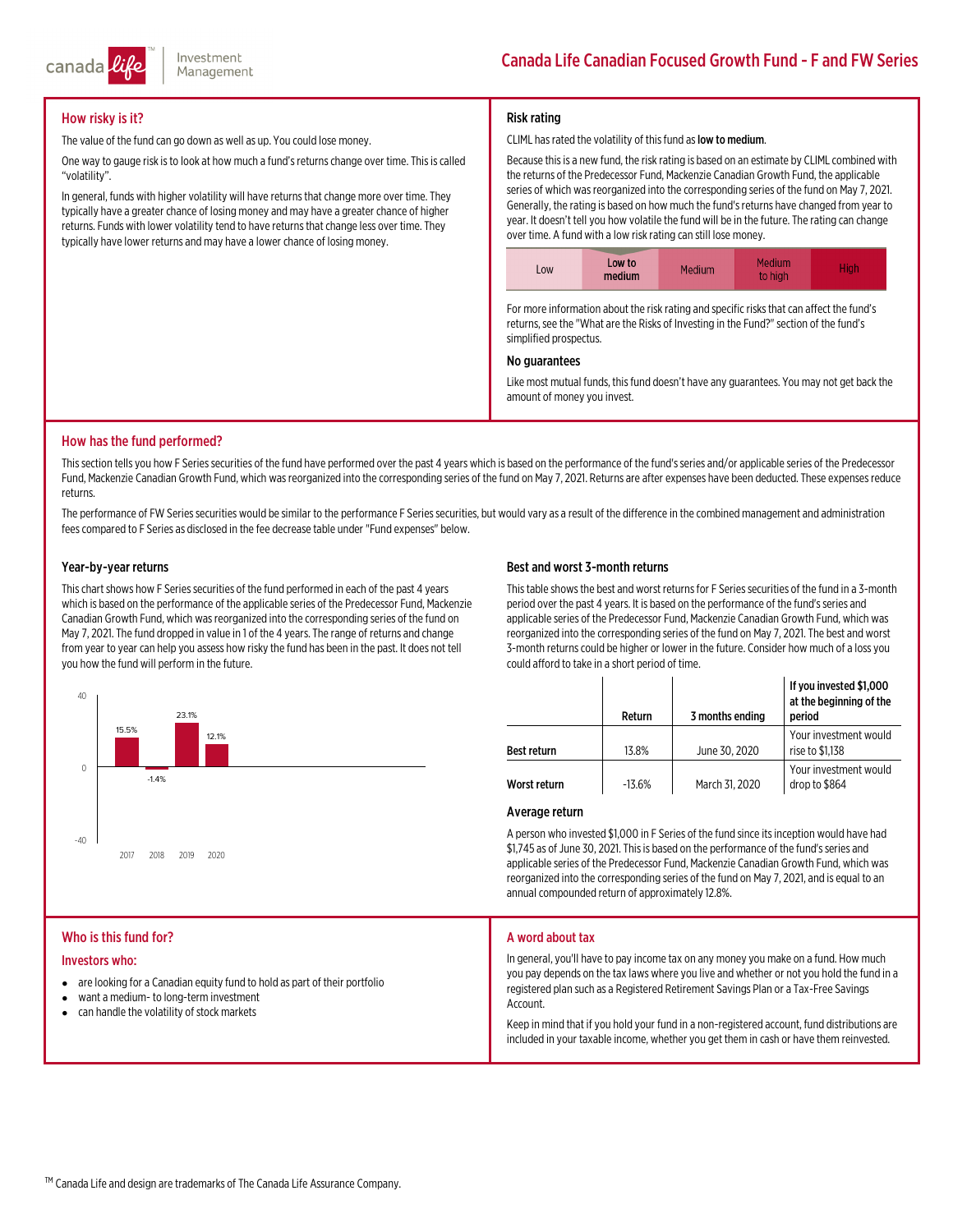# Canada Life Canadian Focused Growth Fund - F and FW Series

## How risky is it?

The value of the fund can go down as well as up. You could lose money.

One way to gauge risk is to look at how much a fund's returns change over time. This is called "volatility".

In general, funds with higher volatility will have returns that change more over time. They typically have a greater chance of losing money and may have a greater chance of higher returns. Funds with lower volatility tend to have returns that change less over time. They typically have lower returns and may have a lower chance of losing money.

## Risk rating

CLIML has rated the volatility of this fund as **low to medium**.

Because this is a new fund, the risk rating is based on an estimate by CLIML combined with the returns of the Predecessor Fund, Mackenzie Canadian Growth Fund, the applicable series of which was reorganized into the corresponding series of the fund on May 7, 2021. Generally, the rating is based on how much the fund's returns have changed from year to year. It doesn't tell you how volatile the fund will be in the future. The rating can change over time. A fund with a low risk rating can still lose money.

| Low | Low to medium | Medium | Medium to high | High |
|---|---|---|---|---|

For more information about the risk rating and specific risks that can affect the fund's returns, see the "What are the Risks of Investing in the Fund?" section of the fund's simplified prospectus.

### No guarantees

Like most mutual funds, this fund doesn't have any guarantees. You may not get back the amount of money you invest.

## How has the fund performed?

This section tells you how F Series securities of the fund have performed over the past 4 years which is based on the performance of the fund's series and/or applicable series of the Predecessor Fund, Mackenzie Canadian Growth Fund, which was reorganized into the corresponding series of the fund on May 7, 2021. Returns are after expenses have been deducted. These expenses reduce returns.

The performance of FW Series securities would be similar to the performance F Series securities, but would vary as a result of the difference in the combined management and administration fees compared to F Series as disclosed in the fee decrease table under "Fund expenses" below.

### Year-by-year returns

This chart shows how F Series securities of the fund performed in each of the past 4 years which is based on the performance of the applicable series of the Predecessor Fund, Mackenzie Canadian Growth Fund, which was reorganized into the corresponding series of the fund on May 7, 2021. The fund dropped in value in 1 of the 4 years. The range of returns and change from year to year can help you assess how risky the fund has been in the past. It does not tell you how the fund will perform in the future.

| Year | 2017 | 2018 | 2019 | 2020 |
|---|---|---|---|---|
| Return | 15.5% | -1.4% | 23.1% | 12.1% |

### Best and worst 3-month returns

This table shows the best and worst returns for F Series securities of the fund in a 3-month period over the past 4 years. It is based on the performance of the fund's series and applicable series of the Predecessor Fund, Mackenzie Canadian Growth Fund, which was reorganized into the corresponding series of the fund on May 7, 2021. The best and worst 3-month returns could be higher or lower in the future. Consider how much of a loss you could afford to take in a short period of time.

| | Return | 3 months ending | If you invested $1,000 at the beginning of the period |
|---|---|---|---|
| Best return | 13.8% | June 30, 2020 | Your investment would rise to $1,138 |
| Worst return | -13.6% | March 31, 2020 | Your investment would drop to $864 |

### Average return

A person who invested $1,000 in F Series of the fund since its inception would have had $1,745 as of June 30, 2021. This is based on the performance of the fund's series and applicable series of the Predecessor Fund, Mackenzie Canadian Growth Fund, which was reorganized into the corresponding series of the fund on May 7, 2021, and is equal to an annual compounded return of approximately 12.8%.

## Who is this fund for?

### Investors who:

- are looking for a Canadian equity fund to hold as part of their portfolio
- want a medium- to long-term investment
- can handle the volatility of stock markets

## A word about tax

In general, you'll have to pay income tax on any money you make on a fund. How much you pay depends on the tax laws where you live and whether or not you hold the fund in a registered plan such as a Registered Retirement Savings Plan or a Tax-Free Savings Account.

Keep in mind that if you hold your fund in a non-registered account, fund distributions are included in your taxable income, whether you get them in cash or have them reinvested.

TM Canada Life and design are trademarks of The Canada Life Assurance Company.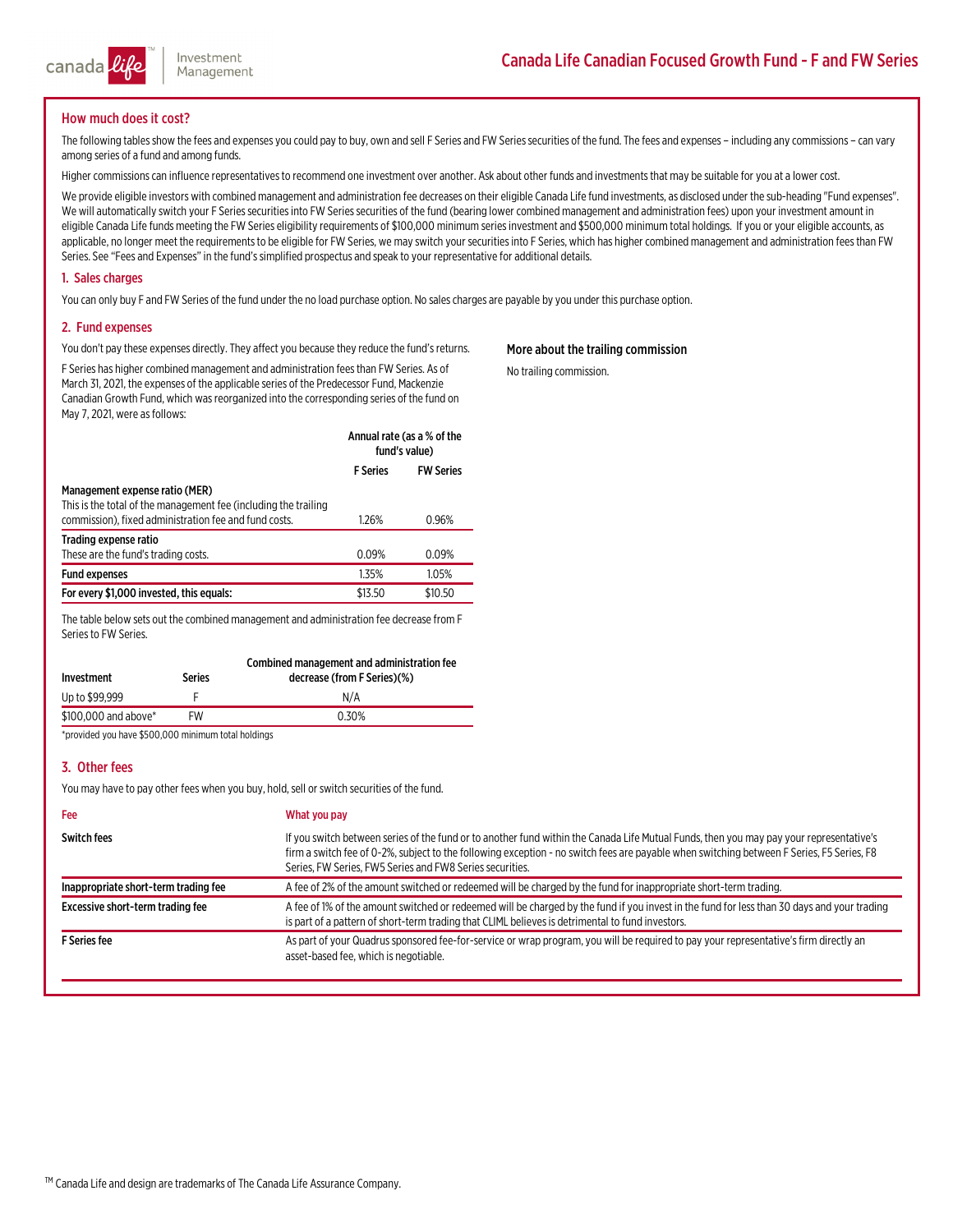# Canada Life Canadian Focused Growth Fund - F and FW Series

## How much does it cost?

The following tables show the fees and expenses you could pay to buy, own and sell F Series and FW Series securities of the fund. The fees and expenses – including any commissions – can vary among series of a fund and among funds.

Higher commissions can influence representatives to recommend one investment over another. Ask about other funds and investments that may be suitable for you at a lower cost.

We provide eligible investors with combined management and administration fee decreases on their eligible Canada Life fund investments, as disclosed under the sub-heading "Fund expenses". We will automatically switch your F Series securities into FW Series securities of the fund (bearing lower combined management and administration fees) upon your investment amount in eligible Canada Life funds meeting the FW Series eligibility requirements of $100,000 minimum series investment and $500,000 minimum total holdings. If you or your eligible accounts, as applicable, no longer meet the requirements to be eligible for FW Series, we may switch your securities into F Series, which has higher combined management and administration fees than FW Series. See "Fees and Expenses" in the fund's simplified prospectus and speak to your representative for additional details.

### 1. Sales charges

You can only buy F and FW Series of the fund under the no load purchase option. No sales charges are payable by you under this purchase option.

### 2. Fund expenses

You don't pay these expenses directly. They affect you because they reduce the fund's returns.

F Series has higher combined management and administration fees than FW Series. As of March 31, 2021, the expenses of the applicable series of the Predecessor Fund, Mackenzie Canadian Growth Fund, which was reorganized into the corresponding series of the fund on May 7, 2021, were as follows:

| | Annual rate (as a % of the fund's value) | |
|---|---|---|
| | **F Series** | **FW Series** |
| **Management expense ratio (MER)**<br>This is the total of the management fee (including the trailing commission), fixed administration fee and fund costs. | 1.26% | 0.96% |
| **Trading expense ratio**<br>These are the fund's trading costs. | 0.09% | 0.09% |
| **Fund expenses** | 1.35% | 1.05% |
| **For every $1,000 invested, this equals:** | $13.50 | $10.50 |

The table below sets out the combined management and administration fee decrease from F Series to FW Series.

| Investment | Series | Combined management and administration fee decrease (from F Series)(%) |
|---|---|---|
| Up to $99,999 | F | N/A |
| $100,000 and above* | FW | 0.30% |

*provided you have $500,000 minimum total holdings

#### More about the trailing commission

No trailing commission.

### 3. Other fees

You may have to pay other fees when you buy, hold, sell or switch securities of the fund.

| Fee | What you pay |
|---|---|
| **Switch fees** | If you switch between series of the fund or to another fund within the Canada Life Mutual Funds, then you may pay your representative's firm a switch fee of 0-2%, subject to the following exception - no switch fees are payable when switching between F Series, F5 Series, F8 Series, FW Series, FW5 Series and FW8 Series securities. |
| **Inappropriate short-term trading fee** | A fee of 2% of the amount switched or redeemed will be charged by the fund for inappropriate short-term trading. |
| **Excessive short-term trading fee** | A fee of 1% of the amount switched or redeemed will be charged by the fund if you invest in the fund for less than 30 days and your trading is part of a pattern of short-term trading that CLIML believes is detrimental to fund investors. |
| **F Series fee** | As part of your Quadrus sponsored fee-for-service or wrap program, you will be required to pay your representative's firm directly an asset-based fee, which is negotiable. |

TM Canada Life and design are trademarks of The Canada Life Assurance Company.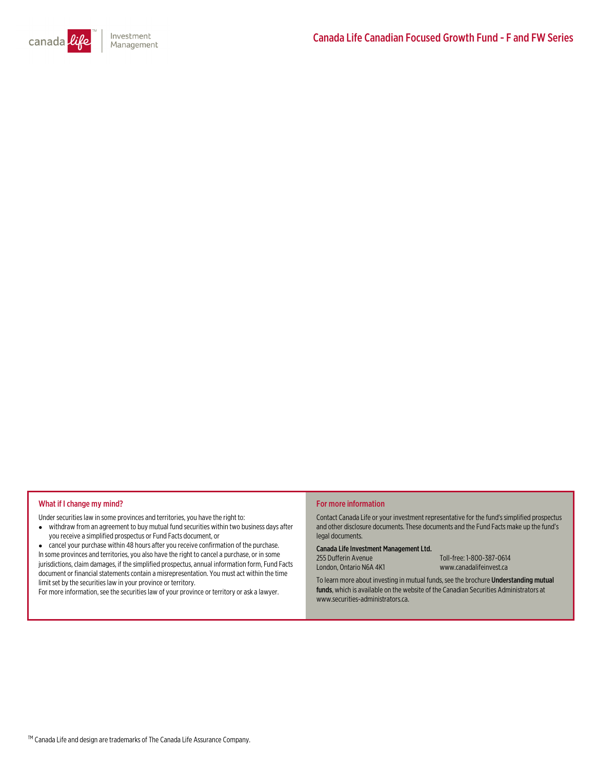## What if I change my mind?

Under securities law in some provinces and territories, you have the right to:

- withdraw from an agreement to buy mutual fund securities within two business days after you receive a simplified prospectus or Fund Facts document, or
- cancel your purchase within 48 hours after you receive confirmation of the purchase.

In some provinces and territories, you also have the right to cancel a purchase, or in some jurisdictions, claim damages, if the simplified prospectus, annual information form, Fund Facts document or financial statements contain a misrepresentation. You must act within the time limit set by the securities law in your province or territory.

For more information, see the securities law of your province or territory or ask a lawyer.

## For more information

Contact Canada Life or your investment representative for the fund's simplified prospectus and other disclosure documents. These documents and the Fund Facts make up the fund's legal documents.

**Canada Life Investment Management Ltd.**
255 Dufferin Avenue
London, Ontario N6A 4K1

Toll-free: 1-800-387-0614
www.canadalifeinvest.ca

To learn more about investing in mutual funds, see the brochure **Understanding mutual funds**, which is available on the website of the Canadian Securities Administrators at www.securities-administrators.ca.

TM Canada Life and design are trademarks of The Canada Life Assurance Company.